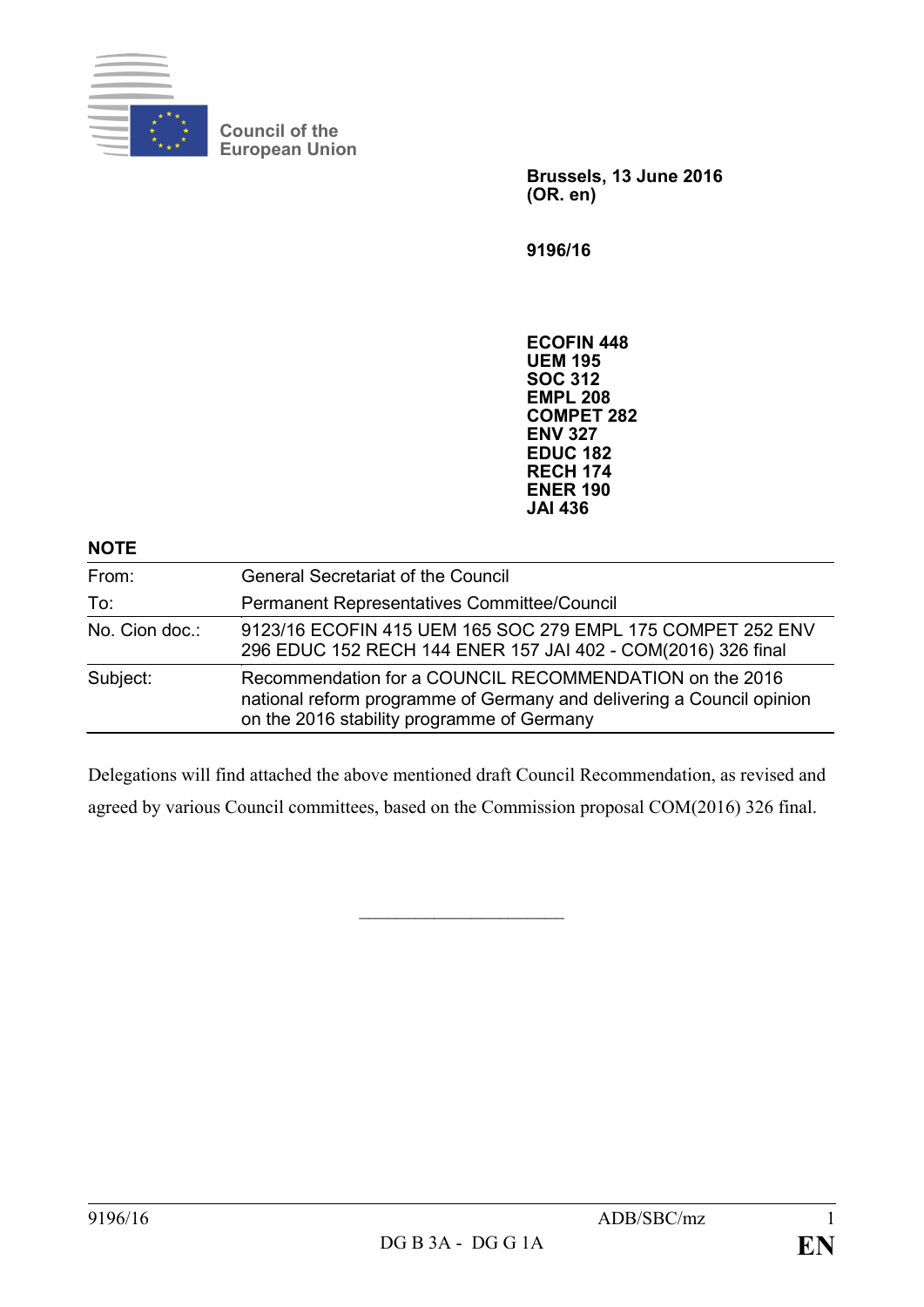Council of the European Union

**Brussels, 13 June 2016**
**(OR. en)**

**9196/16**

**ECOFIN 448**
**UEM 195**
**SOC 312**
**EMPL 208**
**COMPET 282**
**ENV 327**
**EDUC 182**
**RECH 174**
**ENER 190**
**JAI 436**

**NOTE**

| | |
|---|---|
| From: | General Secretariat of the Council |
| To: | Permanent Representatives Committee/Council |
| No. Cion doc.: | 9123/16 ECOFIN 415 UEM 165 SOC 279 EMPL 175 COMPET 252 ENV 296 EDUC 152 RECH 144 ENER 157 JAI 402 - COM(2016) 326 final |
| Subject: | Recommendation for a COUNCIL RECOMMENDATION on the 2016 national reform programme of Germany and delivering a Council opinion on the 2016 stability programme of Germany |

Delegations will find attached the above mentioned draft Council Recommendation, as revised and agreed by various Council committees, based on the Commission proposal COM(2016) 326 final.

---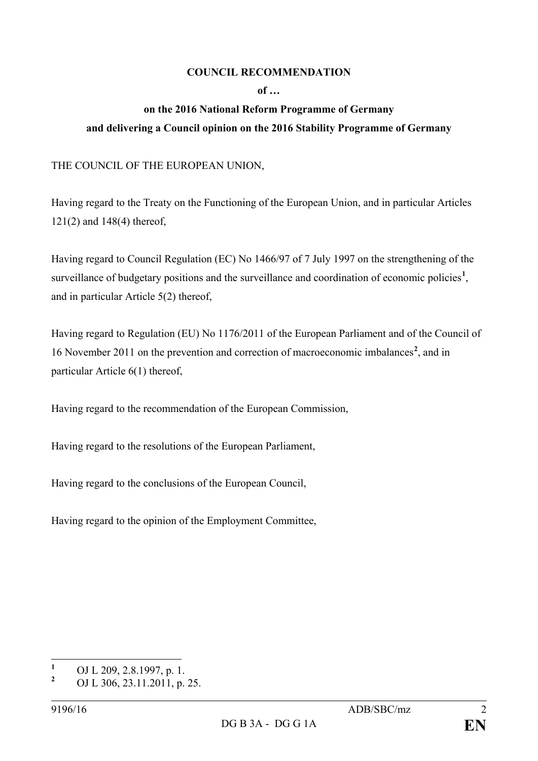**COUNCIL RECOMMENDATION**

**of …**

**on the 2016 National Reform Programme of Germany**

**and delivering a Council opinion on the 2016 Stability Programme of Germany**

THE COUNCIL OF THE EUROPEAN UNION,

Having regard to the Treaty on the Functioning of the European Union, and in particular Articles 121(2) and 148(4) thereof,

Having regard to Council Regulation (EC) No 1466/97 of 7 July 1997 on the strengthening of the surveillance of budgetary positions and the surveillance and coordination of economic policies[1], and in particular Article 5(2) thereof,

Having regard to Regulation (EU) No 1176/2011 of the European Parliament and of the Council of 16 November 2011 on the prevention and correction of macroeconomic imbalances[2], and in particular Article 6(1) thereof,

Having regard to the recommendation of the European Commission,

Having regard to the resolutions of the European Parliament,

Having regard to the conclusions of the European Council,

Having regard to the opinion of the Employment Committee,

---

[1] OJ L 209, 2.8.1997, p. 1.

[2] OJ L 306, 23.11.2011, p. 25.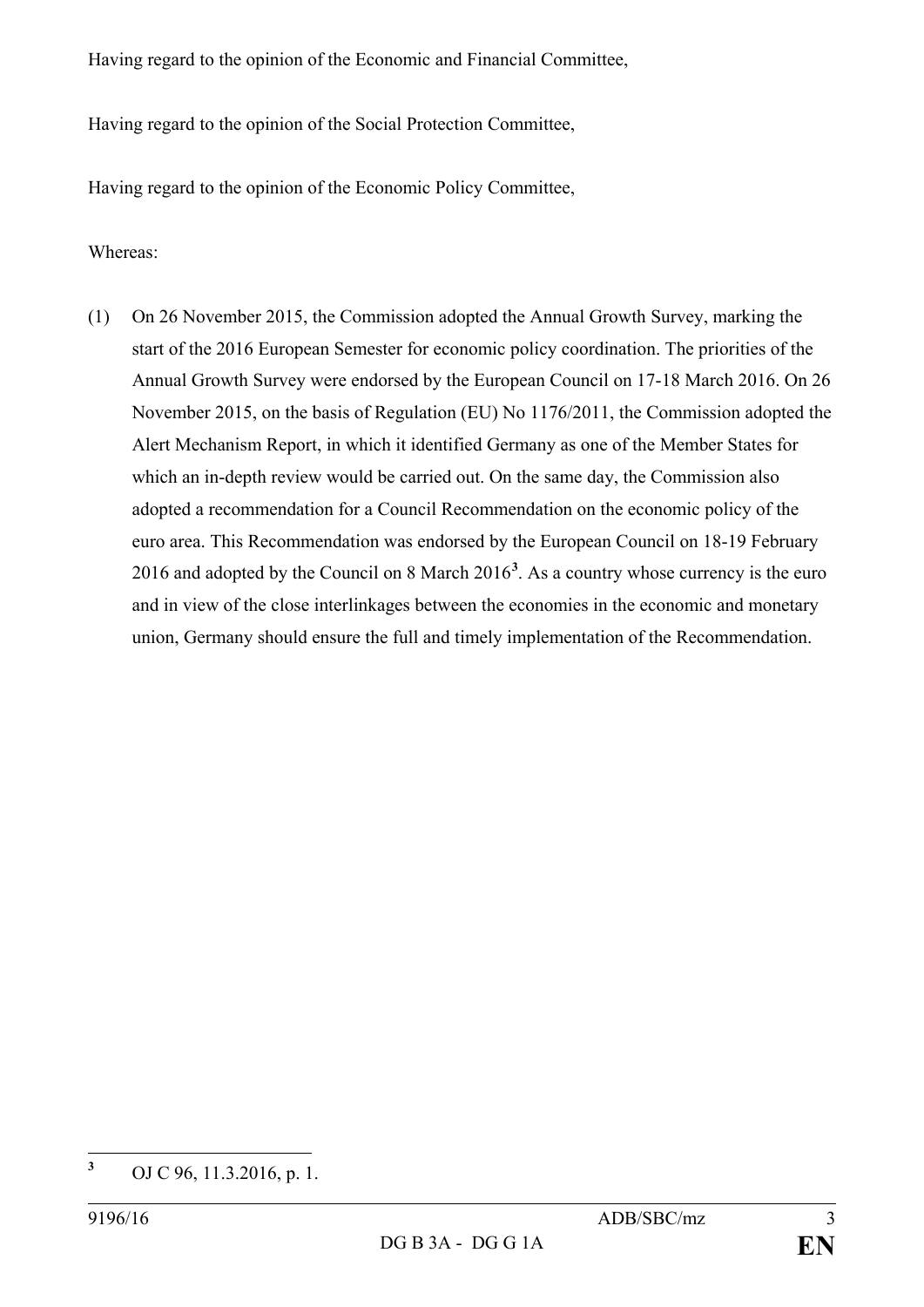Having regard to the opinion of the Economic and Financial Committee,

Having regard to the opinion of the Social Protection Committee,

Having regard to the opinion of the Economic Policy Committee,

Whereas:

(1) On 26 November 2015, the Commission adopted the Annual Growth Survey, marking the start of the 2016 European Semester for economic policy coordination. The priorities of the Annual Growth Survey were endorsed by the European Council on 17-18 March 2016. On 26 November 2015, on the basis of Regulation (EU) No 1176/2011, the Commission adopted the Alert Mechanism Report, in which it identified Germany as one of the Member States for which an in-depth review would be carried out. On the same day, the Commission also adopted a recommendation for a Council Recommendation on the economic policy of the euro area. This Recommendation was endorsed by the European Council on 18-19 February 2016 and adopted by the Council on 8 March 2016[3]. As a country whose currency is the euro and in view of the close interlinkages between the economies in the economic and monetary union, Germany should ensure the full and timely implementation of the Recommendation.

---

[3] OJ C 96, 11.3.2016, p. 1.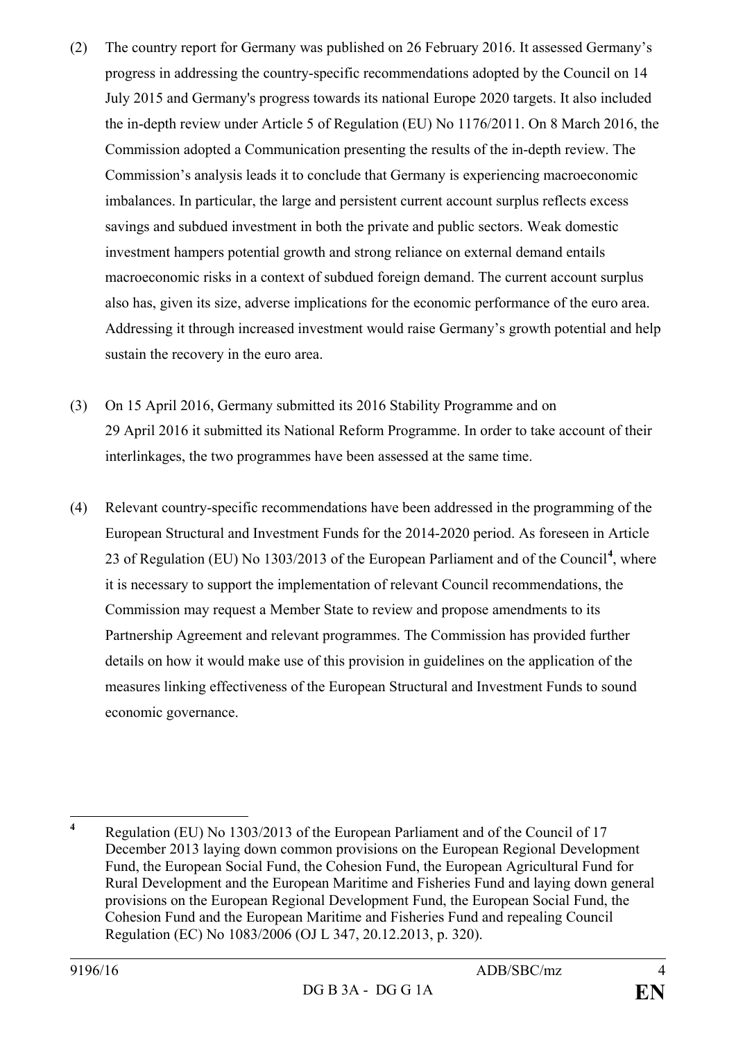(2) The country report for Germany was published on 26 February 2016. It assessed Germany's progress in addressing the country-specific recommendations adopted by the Council on 14 July 2015 and Germany's progress towards its national Europe 2020 targets. It also included the in-depth review under Article 5 of Regulation (EU) No 1176/2011. On 8 March 2016, the Commission adopted a Communication presenting the results of the in-depth review. The Commission's analysis leads it to conclude that Germany is experiencing macroeconomic imbalances. In particular, the large and persistent current account surplus reflects excess savings and subdued investment in both the private and public sectors. Weak domestic investment hampers potential growth and strong reliance on external demand entails macroeconomic risks in a context of subdued foreign demand. The current account surplus also has, given its size, adverse implications for the economic performance of the euro area. Addressing it through increased investment would raise Germany's growth potential and help sustain the recovery in the euro area.

(3) On 15 April 2016, Germany submitted its 2016 Stability Programme and on 29 April 2016 it submitted its National Reform Programme. In order to take account of their interlinkages, the two programmes have been assessed at the same time.

(4) Relevant country-specific recommendations have been addressed in the programming of the European Structural and Investment Funds for the 2014-2020 period. As foreseen in Article 23 of Regulation (EU) No 1303/2013 of the European Parliament and of the Council[4], where it is necessary to support the implementation of relevant Council recommendations, the Commission may request a Member State to review and propose amendments to its Partnership Agreement and relevant programmes. The Commission has provided further details on how it would make use of this provision in guidelines on the application of the measures linking effectiveness of the European Structural and Investment Funds to sound economic governance.

---

[4] Regulation (EU) No 1303/2013 of the European Parliament and of the Council of 17 December 2013 laying down common provisions on the European Regional Development Fund, the European Social Fund, the Cohesion Fund, the European Agricultural Fund for Rural Development and the European Maritime and Fisheries Fund and laying down general provisions on the European Regional Development Fund, the European Social Fund, the Cohesion Fund and the European Maritime and Fisheries Fund and repealing Council Regulation (EC) No 1083/2006 (OJ L 347, 20.12.2013, p. 320).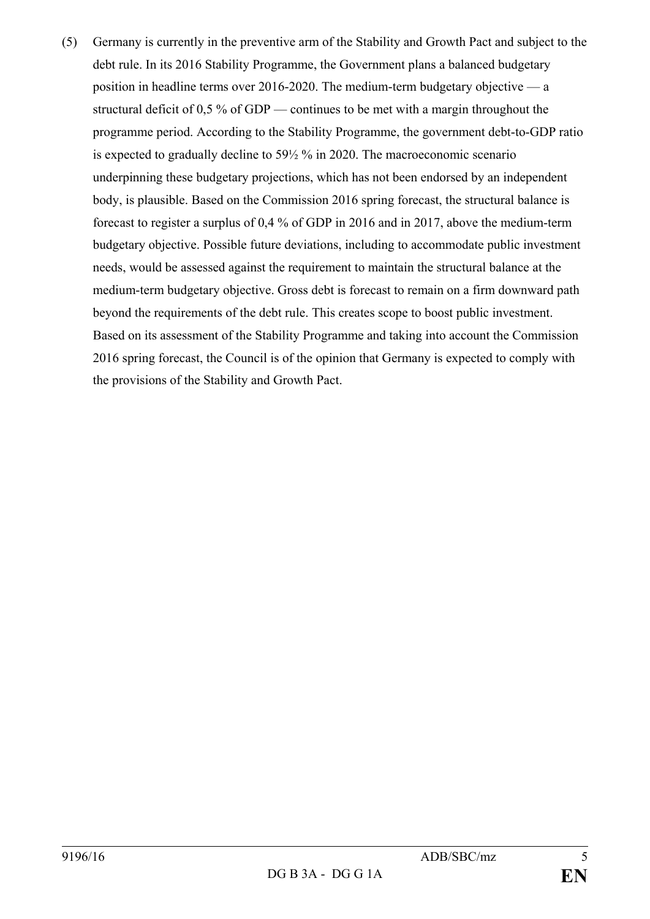(5) Germany is currently in the preventive arm of the Stability and Growth Pact and subject to the debt rule. In its 2016 Stability Programme, the Government plans a balanced budgetary position in headline terms over 2016-2020. The medium-term budgetary objective — a structural deficit of 0,5 % of GDP — continues to be met with a margin throughout the programme period. According to the Stability Programme, the government debt-to-GDP ratio is expected to gradually decline to 59½ % in 2020. The macroeconomic scenario underpinning these budgetary projections, which has not been endorsed by an independent body, is plausible. Based on the Commission 2016 spring forecast, the structural balance is forecast to register a surplus of 0,4 % of GDP in 2016 and in 2017, above the medium-term budgetary objective. Possible future deviations, including to accommodate public investment needs, would be assessed against the requirement to maintain the structural balance at the medium-term budgetary objective. Gross debt is forecast to remain on a firm downward path beyond the requirements of the debt rule. This creates scope to boost public investment. Based on its assessment of the Stability Programme and taking into account the Commission 2016 spring forecast, the Council is of the opinion that Germany is expected to comply with the provisions of the Stability and Growth Pact.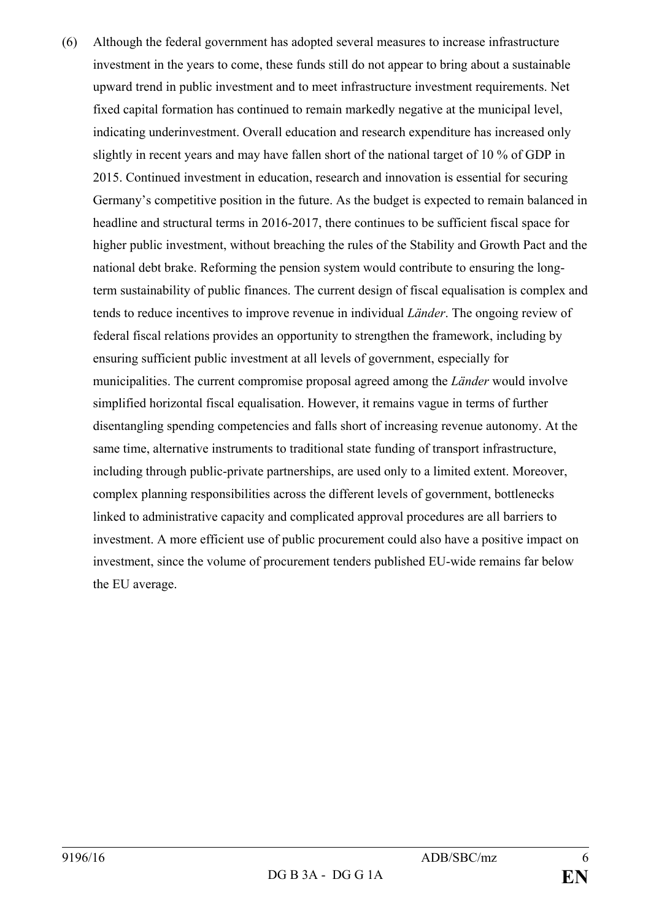(6) Although the federal government has adopted several measures to increase infrastructure investment in the years to come, these funds still do not appear to bring about a sustainable upward trend in public investment and to meet infrastructure investment requirements. Net fixed capital formation has continued to remain markedly negative at the municipal level, indicating underinvestment. Overall education and research expenditure has increased only slightly in recent years and may have fallen short of the national target of 10 % of GDP in 2015. Continued investment in education, research and innovation is essential for securing Germany's competitive position in the future. As the budget is expected to remain balanced in headline and structural terms in 2016-2017, there continues to be sufficient fiscal space for higher public investment, without breaching the rules of the Stability and Growth Pact and the national debt brake. Reforming the pension system would contribute to ensuring the long-term sustainability of public finances. The current design of fiscal equalisation is complex and tends to reduce incentives to improve revenue in individual *Länder*. The ongoing review of federal fiscal relations provides an opportunity to strengthen the framework, including by ensuring sufficient public investment at all levels of government, especially for municipalities. The current compromise proposal agreed among the *Länder* would involve simplified horizontal fiscal equalisation. However, it remains vague in terms of further disentangling spending competencies and falls short of increasing revenue autonomy. At the same time, alternative instruments to traditional state funding of transport infrastructure, including through public-private partnerships, are used only to a limited extent. Moreover, complex planning responsibilities across the different levels of government, bottlenecks linked to administrative capacity and complicated approval procedures are all barriers to investment. A more efficient use of public procurement could also have a positive impact on investment, since the volume of procurement tenders published EU-wide remains far below the EU average.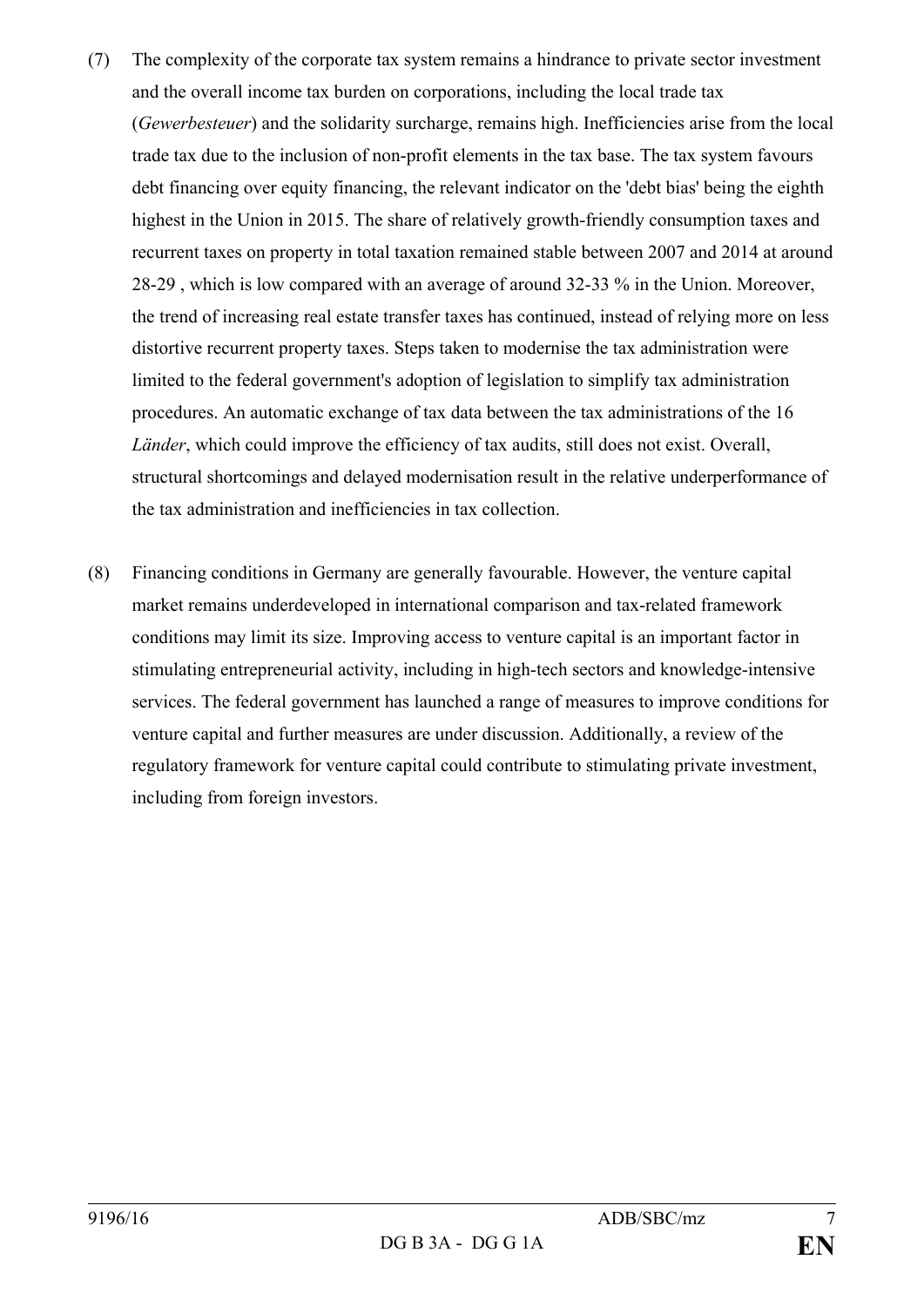(7) The complexity of the corporate tax system remains a hindrance to private sector investment and the overall income tax burden on corporations, including the local trade tax (*Gewerbesteuer*) and the solidarity surcharge, remains high. Inefficiencies arise from the local trade tax due to the inclusion of non-profit elements in the tax base. The tax system favours debt financing over equity financing, the relevant indicator on the 'debt bias' being the eighth highest in the Union in 2015. The share of relatively growth-friendly consumption taxes and recurrent taxes on property in total taxation remained stable between 2007 and 2014 at around 28-29 , which is low compared with an average of around 32-33 % in the Union. Moreover, the trend of increasing real estate transfer taxes has continued, instead of relying more on less distortive recurrent property taxes. Steps taken to modernise the tax administration were limited to the federal government's adoption of legislation to simplify tax administration procedures. An automatic exchange of tax data between the tax administrations of the 16 *Länder*, which could improve the efficiency of tax audits, still does not exist. Overall, structural shortcomings and delayed modernisation result in the relative underperformance of the tax administration and inefficiencies in tax collection.

(8) Financing conditions in Germany are generally favourable. However, the venture capital market remains underdeveloped in international comparison and tax-related framework conditions may limit its size. Improving access to venture capital is an important factor in stimulating entrepreneurial activity, including in high-tech sectors and knowledge-intensive services. The federal government has launched a range of measures to improve conditions for venture capital and further measures are under discussion. Additionally, a review of the regulatory framework for venture capital could contribute to stimulating private investment, including from foreign investors.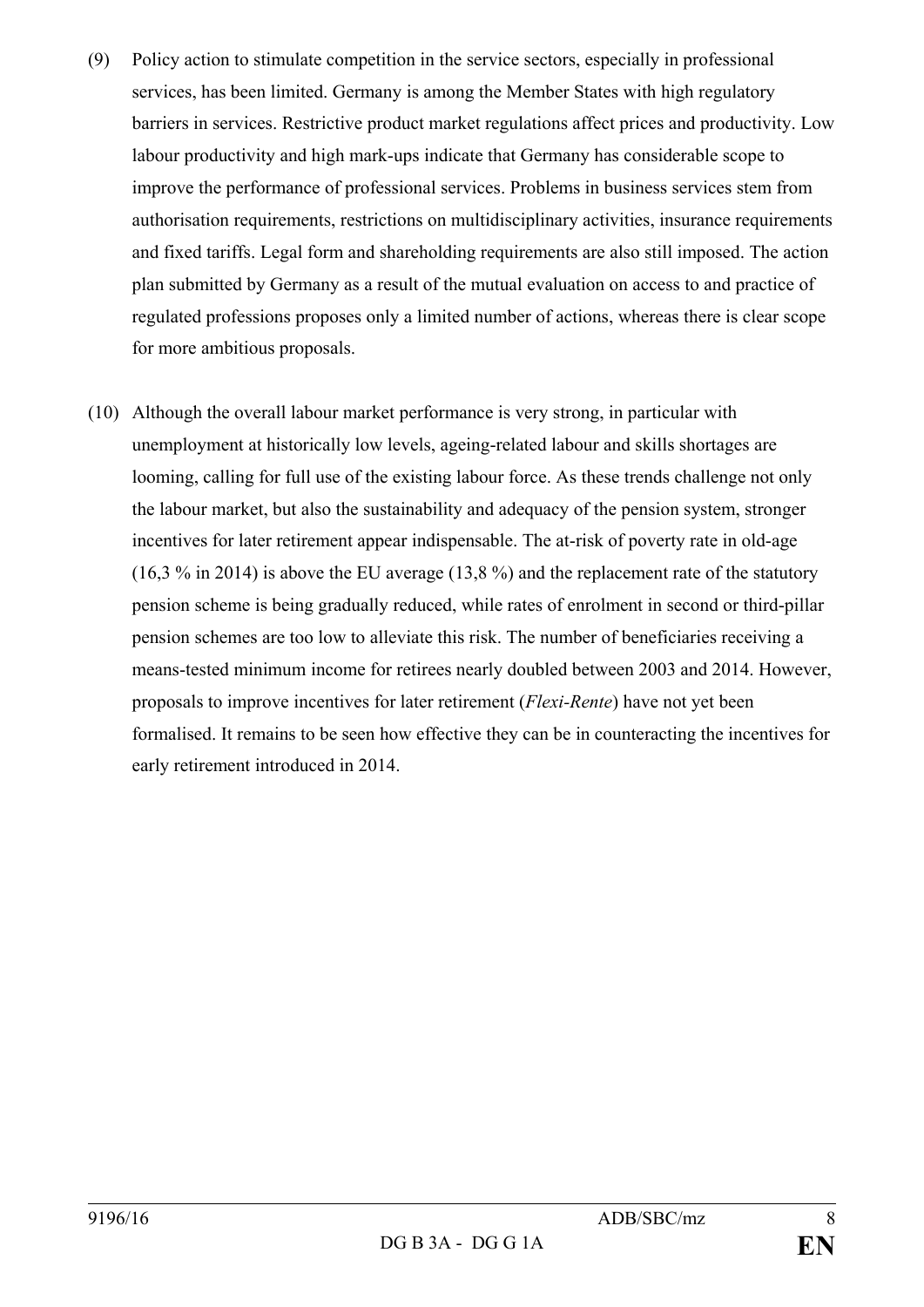(9) Policy action to stimulate competition in the service sectors, especially in professional services, has been limited. Germany is among the Member States with high regulatory barriers in services. Restrictive product market regulations affect prices and productivity. Low labour productivity and high mark-ups indicate that Germany has considerable scope to improve the performance of professional services. Problems in business services stem from authorisation requirements, restrictions on multidisciplinary activities, insurance requirements and fixed tariffs. Legal form and shareholding requirements are also still imposed. The action plan submitted by Germany as a result of the mutual evaluation on access to and practice of regulated professions proposes only a limited number of actions, whereas there is clear scope for more ambitious proposals.

(10) Although the overall labour market performance is very strong, in particular with unemployment at historically low levels, ageing-related labour and skills shortages are looming, calling for full use of the existing labour force. As these trends challenge not only the labour market, but also the sustainability and adequacy of the pension system, stronger incentives for later retirement appear indispensable. The at-risk of poverty rate in old-age (16,3 % in 2014) is above the EU average (13,8 %) and the replacement rate of the statutory pension scheme is being gradually reduced, while rates of enrolment in second or third-pillar pension schemes are too low to alleviate this risk. The number of beneficiaries receiving a means-tested minimum income for retirees nearly doubled between 2003 and 2014. However, proposals to improve incentives for later retirement (*Flexi-Rente*) have not yet been formalised. It remains to be seen how effective they can be in counteracting the incentives for early retirement introduced in 2014.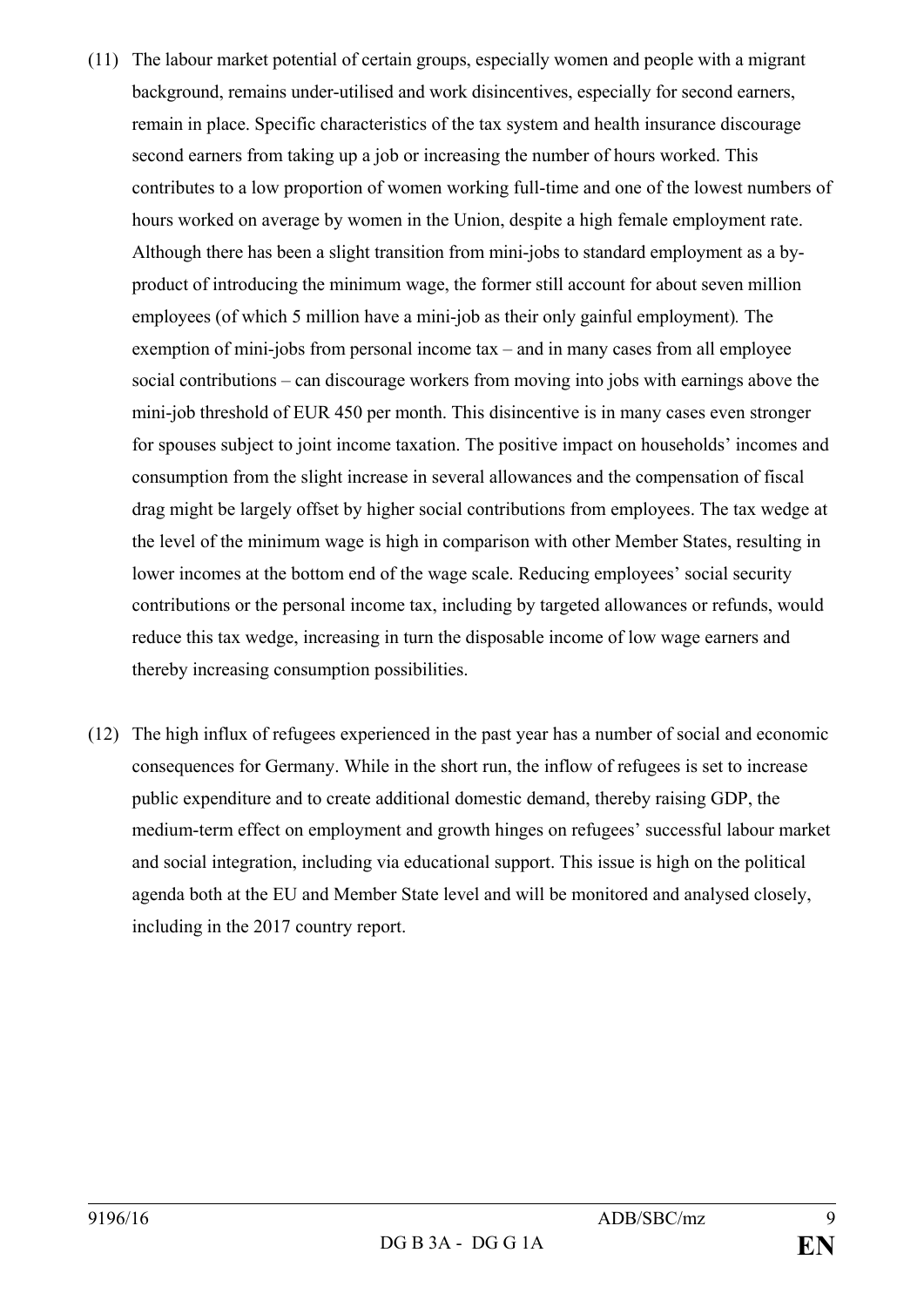(11) The labour market potential of certain groups, especially women and people with a migrant background, remains under-utilised and work disincentives, especially for second earners, remain in place. Specific characteristics of the tax system and health insurance discourage second earners from taking up a job or increasing the number of hours worked. This contributes to a low proportion of women working full-time and one of the lowest numbers of hours worked on average by women in the Union, despite a high female employment rate. Although there has been a slight transition from mini-jobs to standard employment as a by-product of introducing the minimum wage, the former still account for about seven million employees (of which 5 million have a mini-job as their only gainful employment). The exemption of mini-jobs from personal income tax – and in many cases from all employee social contributions – can discourage workers from moving into jobs with earnings above the mini-job threshold of EUR 450 per month. This disincentive is in many cases even stronger for spouses subject to joint income taxation. The positive impact on households' incomes and consumption from the slight increase in several allowances and the compensation of fiscal drag might be largely offset by higher social contributions from employees. The tax wedge at the level of the minimum wage is high in comparison with other Member States, resulting in lower incomes at the bottom end of the wage scale. Reducing employees' social security contributions or the personal income tax, including by targeted allowances or refunds, would reduce this tax wedge, increasing in turn the disposable income of low wage earners and thereby increasing consumption possibilities.

(12) The high influx of refugees experienced in the past year has a number of social and economic consequences for Germany. While in the short run, the inflow of refugees is set to increase public expenditure and to create additional domestic demand, thereby raising GDP, the medium-term effect on employment and growth hinges on refugees' successful labour market and social integration, including via educational support. This issue is high on the political agenda both at the EU and Member State level and will be monitored and analysed closely, including in the 2017 country report.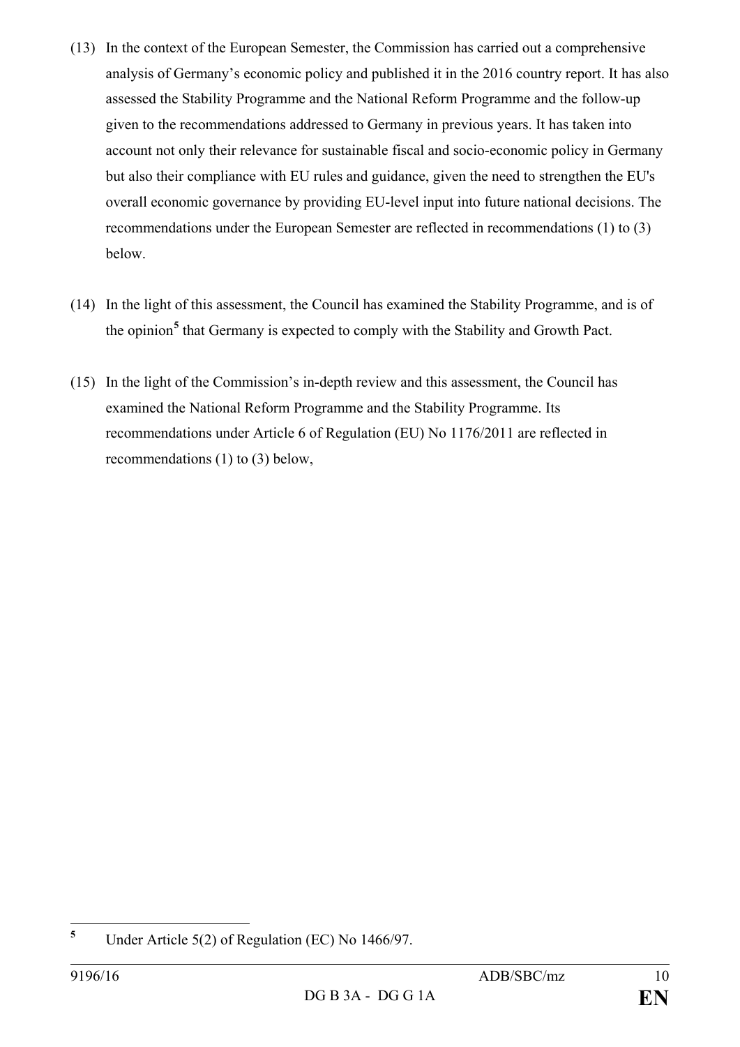(13) In the context of the European Semester, the Commission has carried out a comprehensive analysis of Germany's economic policy and published it in the 2016 country report. It has also assessed the Stability Programme and the National Reform Programme and the follow-up given to the recommendations addressed to Germany in previous years. It has taken into account not only their relevance for sustainable fiscal and socio-economic policy in Germany but also their compliance with EU rules and guidance, given the need to strengthen the EU's overall economic governance by providing EU-level input into future national decisions. The recommendations under the European Semester are reflected in recommendations (1) to (3) below.

(14) In the light of this assessment, the Council has examined the Stability Programme, and is of the opinion[5] that Germany is expected to comply with the Stability and Growth Pact.

(15) In the light of the Commission's in-depth review and this assessment, the Council has examined the National Reform Programme and the Stability Programme. Its recommendations under Article 6 of Regulation (EU) No 1176/2011 are reflected in recommendations (1) to (3) below,

---

[5] Under Article 5(2) of Regulation (EC) No 1466/97.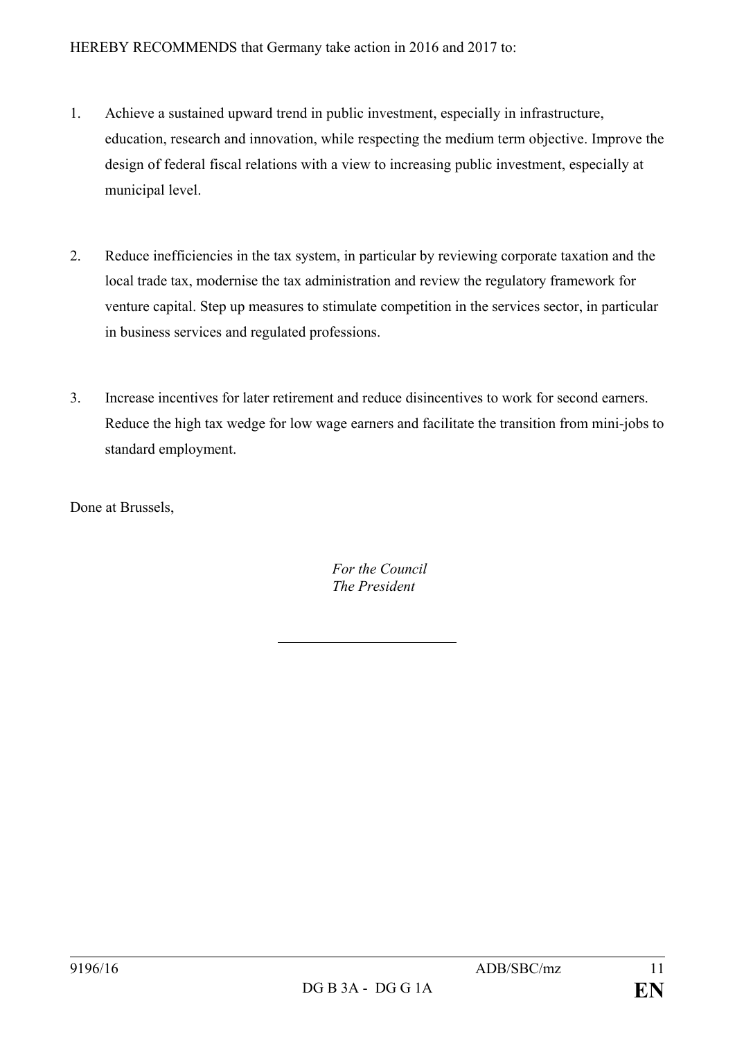HEREBY RECOMMENDS that Germany take action in 2016 and 2017 to:

1. Achieve a sustained upward trend in public investment, especially in infrastructure, education, research and innovation, while respecting the medium term objective. Improve the design of federal fiscal relations with a view to increasing public investment, especially at municipal level.

2. Reduce inefficiencies in the tax system, in particular by reviewing corporate taxation and the local trade tax, modernise the tax administration and review the regulatory framework for venture capital. Step up measures to stimulate competition in the services sector, in particular in business services and regulated professions.

3. Increase incentives for later retirement and reduce disincentives to work for second earners. Reduce the high tax wedge for low wage earners and facilitate the transition from mini-jobs to standard employment.

Done at Brussels,

*For the Council*
*The President*